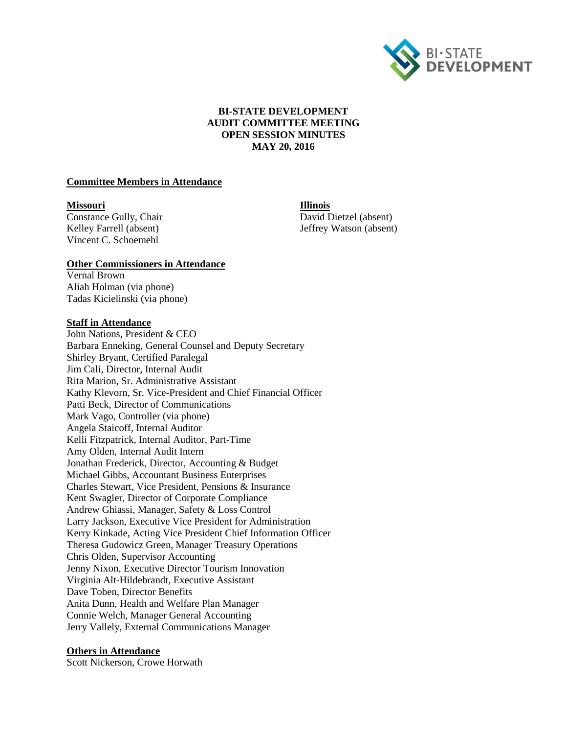# BI-STATE DEVELOPMENT
# AUDIT COMMITTEE MEETING
# OPEN SESSION MINUTES
# MAY 20, 2016

**Committee Members in Attendance**

**Missouri**
Constance Gully, Chair
Kelley Farrell (absent)
Vincent C. Schoemehl

**Illinois**
David Dietzel (absent)
Jeffrey Watson (absent)

**Other Commissioners in Attendance**
Vernal Brown
Aliah Holman (via phone)
Tadas Kicielinski (via phone)

**Staff in Attendance**
John Nations, President & CEO
Barbara Enneking, General Counsel and Deputy Secretary
Shirley Bryant, Certified Paralegal
Jim Cali, Director, Internal Audit
Rita Marion, Sr. Administrative Assistant
Kathy Klevorn, Sr. Vice-President and Chief Financial Officer
Patti Beck, Director of Communications
Mark Vago, Controller (via phone)
Angela Staicoff, Internal Auditor
Kelli Fitzpatrick, Internal Auditor, Part-Time
Amy Olden, Internal Audit Intern
Jonathan Frederick, Director, Accounting & Budget
Michael Gibbs, Accountant Business Enterprises
Charles Stewart, Vice President, Pensions & Insurance
Kent Swagler, Director of Corporate Compliance
Andrew Ghiassi, Manager, Safety & Loss Control
Larry Jackson, Executive Vice President for Administration
Kerry Kinkade, Acting Vice President Chief Information Officer
Theresa Gudowicz Green, Manager Treasury Operations
Chris Olden, Supervisor Accounting
Jenny Nixon, Executive Director Tourism Innovation
Virginia Alt-Hildebrandt, Executive Assistant
Dave Toben, Director Benefits
Anita Dunn, Health and Welfare Plan Manager
Connie Welch, Manager General Accounting
Jerry Vallely, External Communications Manager

**Others in Attendance**
Scott Nickerson, Crowe Horwath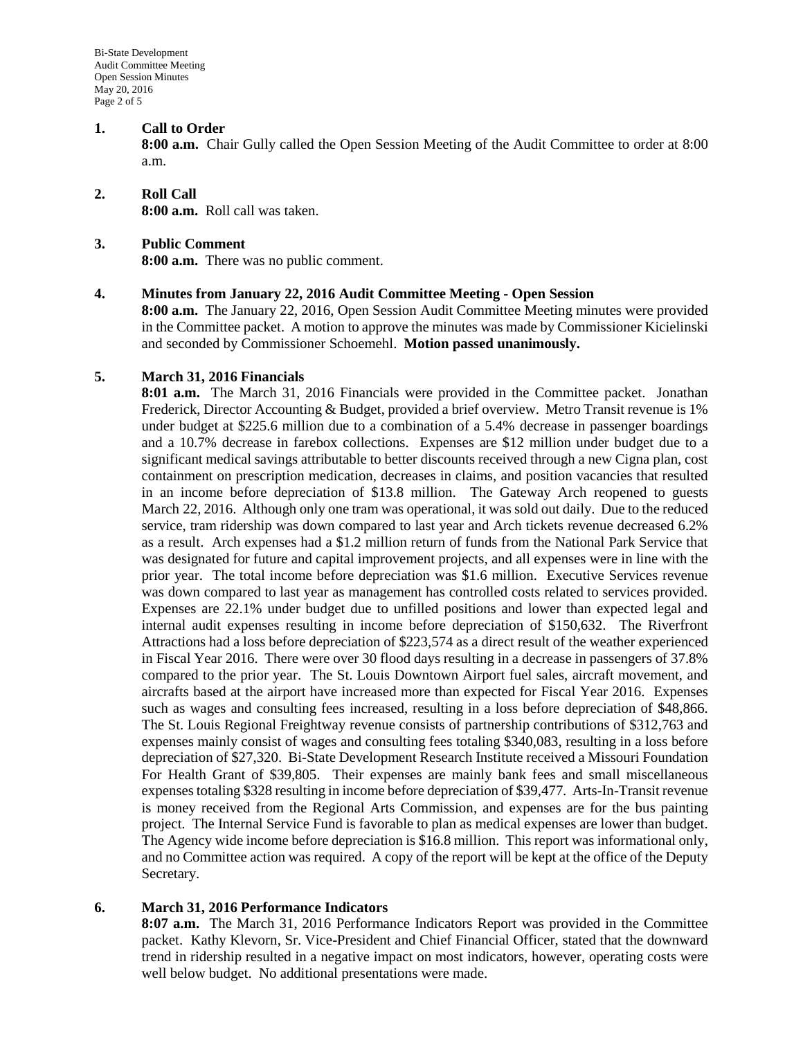**1. Call to Order**

**8:00 a.m.** Chair Gully called the Open Session Meeting of the Audit Committee to order at 8:00 a.m.

**2. Roll Call**

**8:00 a.m.** Roll call was taken.

**3. Public Comment**

**8:00 a.m.** There was no public comment.

**4. Minutes from January 22, 2016 Audit Committee Meeting - Open Session**

**8:00 a.m.** The January 22, 2016, Open Session Audit Committee Meeting minutes were provided in the Committee packet. A motion to approve the minutes was made by Commissioner Kicielinski and seconded by Commissioner Schoemehl. **Motion passed unanimously.**

**5. March 31, 2016 Financials**

**8:01 a.m.** The March 31, 2016 Financials were provided in the Committee packet. Jonathan Frederick, Director Accounting & Budget, provided a brief overview. Metro Transit revenue is 1% under budget at $225.6 million due to a combination of a 5.4% decrease in passenger boardings and a 10.7% decrease in farebox collections. Expenses are $12 million under budget due to a significant medical savings attributable to better discounts received through a new Cigna plan, cost containment on prescription medication, decreases in claims, and position vacancies that resulted in an income before depreciation of $13.8 million. The Gateway Arch reopened to guests March 22, 2016. Although only one tram was operational, it was sold out daily. Due to the reduced service, tram ridership was down compared to last year and Arch tickets revenue decreased 6.2% as a result. Arch expenses had a $1.2 million return of funds from the National Park Service that was designated for future and capital improvement projects, and all expenses were in line with the prior year. The total income before depreciation was $1.6 million. Executive Services revenue was down compared to last year as management has controlled costs related to services provided. Expenses are 22.1% under budget due to unfilled positions and lower than expected legal and internal audit expenses resulting in income before depreciation of $150,632. The Riverfront Attractions had a loss before depreciation of $223,574 as a direct result of the weather experienced in Fiscal Year 2016. There were over 30 flood days resulting in a decrease in passengers of 37.8% compared to the prior year. The St. Louis Downtown Airport fuel sales, aircraft movement, and aircrafts based at the airport have increased more than expected for Fiscal Year 2016. Expenses such as wages and consulting fees increased, resulting in a loss before depreciation of $48,866. The St. Louis Regional Freightway revenue consists of partnership contributions of $312,763 and expenses mainly consist of wages and consulting fees totaling $340,083, resulting in a loss before depreciation of $27,320. Bi-State Development Research Institute received a Missouri Foundation For Health Grant of $39,805. Their expenses are mainly bank fees and small miscellaneous expenses totaling $328 resulting in income before depreciation of $39,477. Arts-In-Transit revenue is money received from the Regional Arts Commission, and expenses are for the bus painting project. The Internal Service Fund is favorable to plan as medical expenses are lower than budget. The Agency wide income before depreciation is $16.8 million. This report was informational only, and no Committee action was required. A copy of the report will be kept at the office of the Deputy Secretary.

**6. March 31, 2016 Performance Indicators**

**8:07 a.m.** The March 31, 2016 Performance Indicators Report was provided in the Committee packet. Kathy Klevorn, Sr. Vice-President and Chief Financial Officer, stated that the downward trend in ridership resulted in a negative impact on most indicators, however, operating costs were well below budget. No additional presentations were made.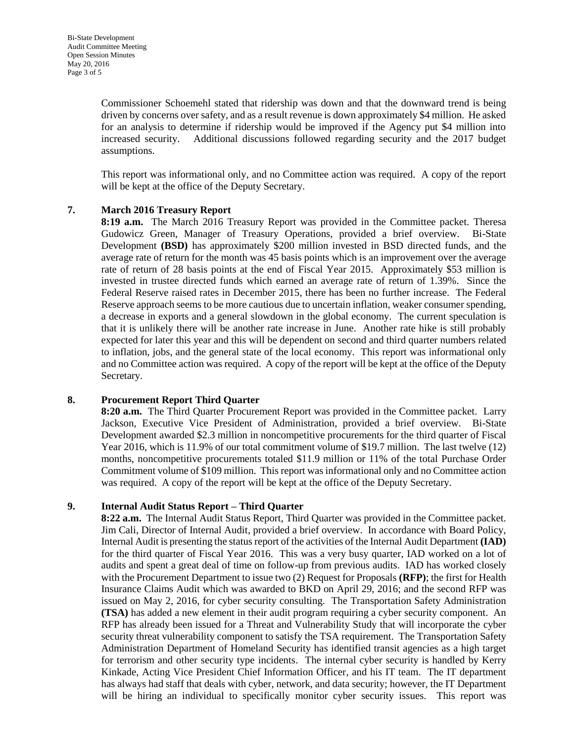Commissioner Schoemehl stated that ridership was down and that the downward trend is being driven by concerns over safety, and as a result revenue is down approximately $4 million. He asked for an analysis to determine if ridership would be improved if the Agency put $4 million into increased security. Additional discussions followed regarding security and the 2017 budget assumptions.

This report was informational only, and no Committee action was required. A copy of the report will be kept at the office of the Deputy Secretary.

## 7. March 2016 Treasury Report

**8:19 a.m.** The March 2016 Treasury Report was provided in the Committee packet. Theresa Gudowicz Green, Manager of Treasury Operations, provided a brief overview. Bi-State Development **(BSD)** has approximately $200 million invested in BSD directed funds, and the average rate of return for the month was 45 basis points which is an improvement over the average rate of return of 28 basis points at the end of Fiscal Year 2015. Approximately $53 million is invested in trustee directed funds which earned an average rate of return of 1.39%. Since the Federal Reserve raised rates in December 2015, there has been no further increase. The Federal Reserve approach seems to be more cautious due to uncertain inflation, weaker consumer spending, a decrease in exports and a general slowdown in the global economy. The current speculation is that it is unlikely there will be another rate increase in June. Another rate hike is still probably expected for later this year and this will be dependent on second and third quarter numbers related to inflation, jobs, and the general state of the local economy. This report was informational only and no Committee action was required. A copy of the report will be kept at the office of the Deputy Secretary.

## 8. Procurement Report Third Quarter

**8:20 a.m.** The Third Quarter Procurement Report was provided in the Committee packet. Larry Jackson, Executive Vice President of Administration, provided a brief overview. Bi-State Development awarded $2.3 million in noncompetitive procurements for the third quarter of Fiscal Year 2016, which is 11.9% of our total commitment volume of $19.7 million. The last twelve (12) months, noncompetitive procurements totaled $11.9 million or 11% of the total Purchase Order Commitment volume of $109 million. This report was informational only and no Committee action was required. A copy of the report will be kept at the office of the Deputy Secretary.

## 9. Internal Audit Status Report – Third Quarter

**8:22 a.m.** The Internal Audit Status Report, Third Quarter was provided in the Committee packet. Jim Cali, Director of Internal Audit, provided a brief overview. In accordance with Board Policy, Internal Audit is presenting the status report of the activities of the Internal Audit Department **(IAD)** for the third quarter of Fiscal Year 2016. This was a very busy quarter, IAD worked on a lot of audits and spent a great deal of time on follow-up from previous audits. IAD has worked closely with the Procurement Department to issue two (2) Request for Proposals **(RFP)**; the first for Health Insurance Claims Audit which was awarded to BKD on April 29, 2016; and the second RFP was issued on May 2, 2016, for cyber security consulting. The Transportation Safety Administration **(TSA)** has added a new element in their audit program requiring a cyber security component. An RFP has already been issued for a Threat and Vulnerability Study that will incorporate the cyber security threat vulnerability component to satisfy the TSA requirement. The Transportation Safety Administration Department of Homeland Security has identified transit agencies as a high target for terrorism and other security type incidents. The internal cyber security is handled by Kerry Kinkade, Acting Vice President Chief Information Officer, and his IT team. The IT department has always had staff that deals with cyber, network, and data security; however, the IT Department will be hiring an individual to specifically monitor cyber security issues. This report was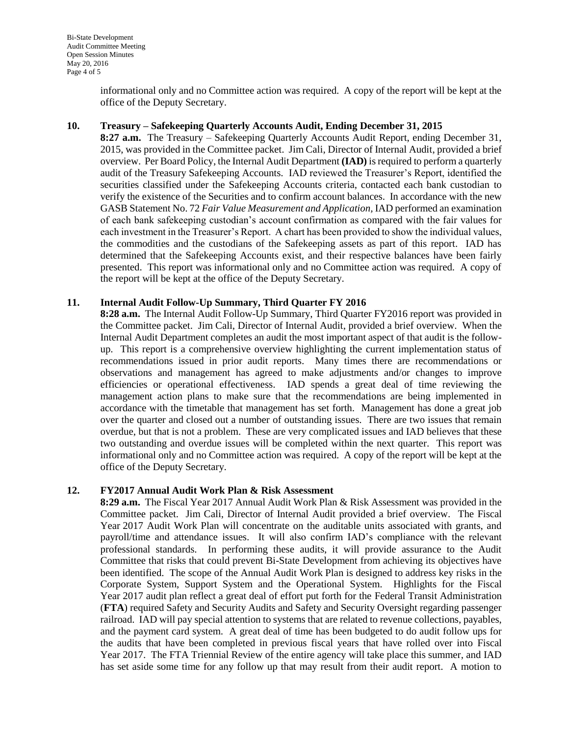informational only and no Committee action was required. A copy of the report will be kept at the office of the Deputy Secretary.

**10. Treasury – Safekeeping Quarterly Accounts Audit, Ending December 31, 2015**

**8:27 a.m.** The Treasury – Safekeeping Quarterly Accounts Audit Report, ending December 31, 2015, was provided in the Committee packet. Jim Cali, Director of Internal Audit, provided a brief overview. Per Board Policy, the Internal Audit Department **(IAD)** is required to perform a quarterly audit of the Treasury Safekeeping Accounts. IAD reviewed the Treasurer's Report, identified the securities classified under the Safekeeping Accounts criteria, contacted each bank custodian to verify the existence of the Securities and to confirm account balances. In accordance with the new GASB Statement No. 72 *Fair Value Measurement and Application*, IAD performed an examination of each bank safekeeping custodian's account confirmation as compared with the fair values for each investment in the Treasurer's Report. A chart has been provided to show the individual values, the commodities and the custodians of the Safekeeping assets as part of this report. IAD has determined that the Safekeeping Accounts exist, and their respective balances have been fairly presented. This report was informational only and no Committee action was required. A copy of the report will be kept at the office of the Deputy Secretary.

**11. Internal Audit Follow-Up Summary, Third Quarter FY 2016**

**8:28 a.m.** The Internal Audit Follow-Up Summary, Third Quarter FY2016 report was provided in the Committee packet. Jim Cali, Director of Internal Audit, provided a brief overview. When the Internal Audit Department completes an audit the most important aspect of that audit is the follow-up. This report is a comprehensive overview highlighting the current implementation status of recommendations issued in prior audit reports. Many times there are recommendations or observations and management has agreed to make adjustments and/or changes to improve efficiencies or operational effectiveness. IAD spends a great deal of time reviewing the management action plans to make sure that the recommendations are being implemented in accordance with the timetable that management has set forth. Management has done a great job over the quarter and closed out a number of outstanding issues. There are two issues that remain overdue, but that is not a problem. These are very complicated issues and IAD believes that these two outstanding and overdue issues will be completed within the next quarter. This report was informational only and no Committee action was required. A copy of the report will be kept at the office of the Deputy Secretary.

**12. FY2017 Annual Audit Work Plan & Risk Assessment**

**8:29 a.m.** The Fiscal Year 2017 Annual Audit Work Plan & Risk Assessment was provided in the Committee packet. Jim Cali, Director of Internal Audit provided a brief overview. The Fiscal Year 2017 Audit Work Plan will concentrate on the auditable units associated with grants, and payroll/time and attendance issues. It will also confirm IAD's compliance with the relevant professional standards. In performing these audits, it will provide assurance to the Audit Committee that risks that could prevent Bi-State Development from achieving its objectives have been identified. The scope of the Annual Audit Work Plan is designed to address key risks in the Corporate System, Support System and the Operational System. Highlights for the Fiscal Year 2017 audit plan reflect a great deal of effort put forth for the Federal Transit Administration (**FTA**) required Safety and Security Audits and Safety and Security Oversight regarding passenger railroad. IAD will pay special attention to systems that are related to revenue collections, payables, and the payment card system. A great deal of time has been budgeted to do audit follow ups for the audits that have been completed in previous fiscal years that have rolled over into Fiscal Year 2017. The FTA Triennial Review of the entire agency will take place this summer, and IAD has set aside some time for any follow up that may result from their audit report. A motion to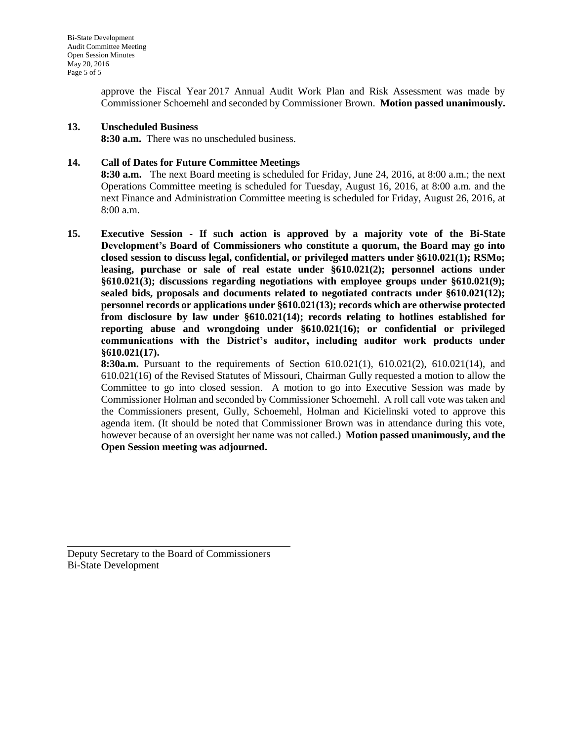approve the Fiscal Year 2017 Annual Audit Work Plan and Risk Assessment was made by Commissioner Schoemehl and seconded by Commissioner Brown. **Motion passed unanimously.**

**13. Unscheduled Business**

**8:30 a.m.** There was no unscheduled business.

**14. Call of Dates for Future Committee Meetings**

**8:30 a.m.** The next Board meeting is scheduled for Friday, June 24, 2016, at 8:00 a.m.; the next Operations Committee meeting is scheduled for Tuesday, August 16, 2016, at 8:00 a.m. and the next Finance and Administration Committee meeting is scheduled for Friday, August 26, 2016, at 8:00 a.m.

**15. Executive Session - If such action is approved by a majority vote of the Bi-State Development's Board of Commissioners who constitute a quorum, the Board may go into closed session to discuss legal, confidential, or privileged matters under §610.021(1); RSMo; leasing, purchase or sale of real estate under §610.021(2); personnel actions under §610.021(3); discussions regarding negotiations with employee groups under §610.021(9); sealed bids, proposals and documents related to negotiated contracts under §610.021(12); personnel records or applications under §610.021(13); records which are otherwise protected from disclosure by law under §610.021(14); records relating to hotlines established for reporting abuse and wrongdoing under §610.021(16); or confidential or privileged communications with the District's auditor, including auditor work products under §610.021(17).**

**8:30a.m.** Pursuant to the requirements of Section 610.021(1), 610.021(2), 610.021(14), and 610.021(16) of the Revised Statutes of Missouri, Chairman Gully requested a motion to allow the Committee to go into closed session. A motion to go into Executive Session was made by Commissioner Holman and seconded by Commissioner Schoemehl. A roll call vote was taken and the Commissioners present, Gully, Schoemehl, Holman and Kicielinski voted to approve this agenda item. (It should be noted that Commissioner Brown was in attendance during this vote, however because of an oversight her name was not called.) **Motion passed unanimously, and the Open Session meeting was adjourned.**

\_\_\_\_\_\_\_\_\_\_\_\_\_\_\_\_\_\_\_\_\_\_\_\_\_\_\_\_\_\_\_\_\_\_\_\_\_\_\_\_\_\_

Deputy Secretary to the Board of Commissioners
Bi-State Development